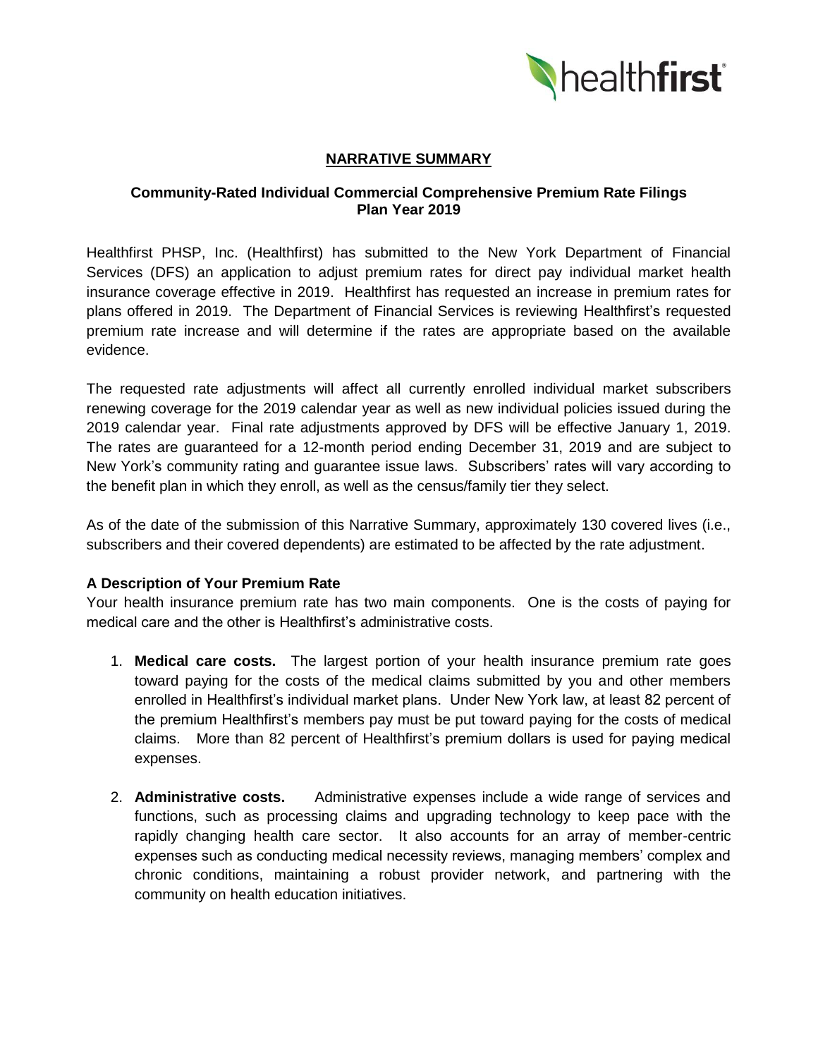## NARRATIVE SUMMARY

### Community-Rated Individual Commercial Comprehensive Premium Rate Filings
### Plan Year 2019

Healthfirst PHSP, Inc. (Healthfirst) has submitted to the New York Department of Financial Services (DFS) an application to adjust premium rates for direct pay individual market health insurance coverage effective in 2019. Healthfirst has requested an increase in premium rates for plans offered in 2019. The Department of Financial Services is reviewing Healthfirst's requested premium rate increase and will determine if the rates are appropriate based on the available evidence.

The requested rate adjustments will affect all currently enrolled individual market subscribers renewing coverage for the 2019 calendar year as well as new individual policies issued during the 2019 calendar year. Final rate adjustments approved by DFS will be effective January 1, 2019. The rates are guaranteed for a 12-month period ending December 31, 2019 and are subject to New York's community rating and guarantee issue laws. Subscribers' rates will vary according to the benefit plan in which they enroll, as well as the census/family tier they select.

As of the date of the submission of this Narrative Summary, approximately 130 covered lives (i.e., subscribers and their covered dependents) are estimated to be affected by the rate adjustment.

**A Description of Your Premium Rate**

Your health insurance premium rate has two main components. One is the costs of paying for medical care and the other is Healthfirst's administrative costs.

1. **Medical care costs.** The largest portion of your health insurance premium rate goes toward paying for the costs of the medical claims submitted by you and other members enrolled in Healthfirst's individual market plans. Under New York law, at least 82 percent of the premium Healthfirst's members pay must be put toward paying for the costs of medical claims. More than 82 percent of Healthfirst's premium dollars is used for paying medical expenses.

2. **Administrative costs.** Administrative expenses include a wide range of services and functions, such as processing claims and upgrading technology to keep pace with the rapidly changing health care sector. It also accounts for an array of member-centric expenses such as conducting medical necessity reviews, managing members' complex and chronic conditions, maintaining a robust provider network, and partnering with the community on health education initiatives.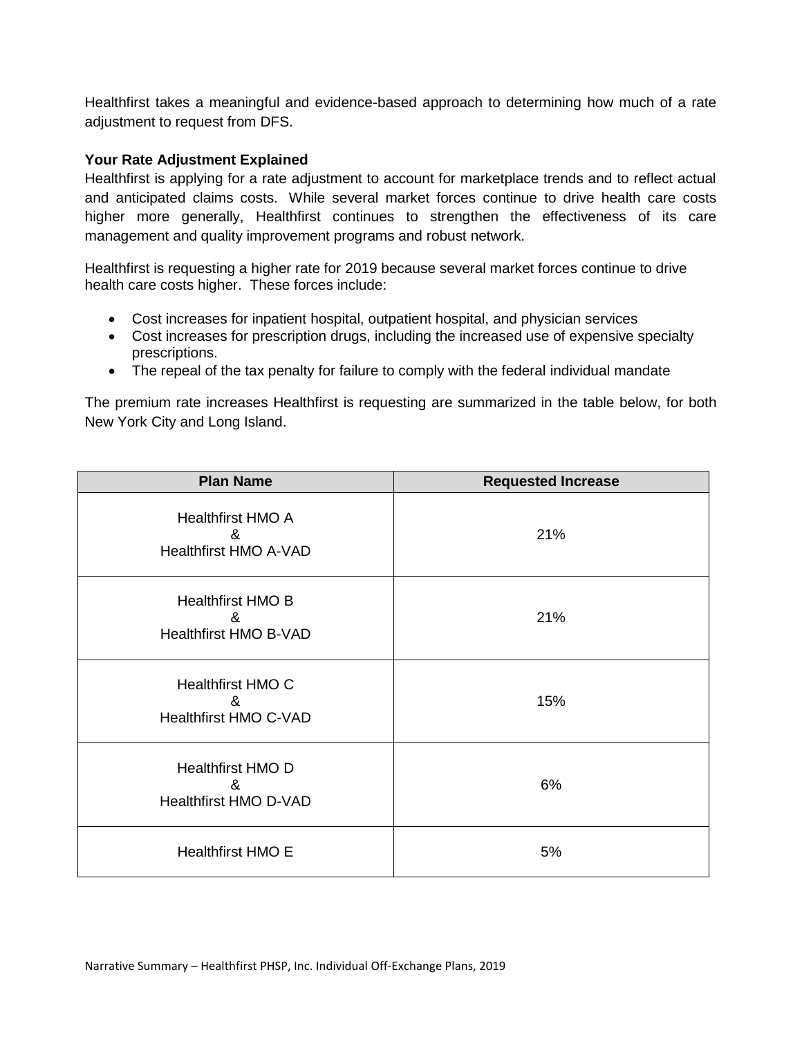Healthfirst takes a meaningful and evidence-based approach to determining how much of a rate adjustment to request from DFS.

**Your Rate Adjustment Explained**

Healthfirst is applying for a rate adjustment to account for marketplace trends and to reflect actual and anticipated claims costs. While several market forces continue to drive health care costs higher more generally, Healthfirst continues to strengthen the effectiveness of its care management and quality improvement programs and robust network.

Healthfirst is requesting a higher rate for 2019 because several market forces continue to drive health care costs higher. These forces include:

- Cost increases for inpatient hospital, outpatient hospital, and physician services
- Cost increases for prescription drugs, including the increased use of expensive specialty prescriptions.
- The repeal of the tax penalty for failure to comply with the federal individual mandate

The premium rate increases Healthfirst is requesting are summarized in the table below, for both New York City and Long Island.

| Plan Name | Requested Increase |
|---|---|
| Healthfirst HMO A & Healthfirst HMO A-VAD | 21% |
| Healthfirst HMO B & Healthfirst HMO B-VAD | 21% |
| Healthfirst HMO C & Healthfirst HMO C-VAD | 15% |
| Healthfirst HMO D & Healthfirst HMO D-VAD | 6% |
| Healthfirst HMO E | 5% |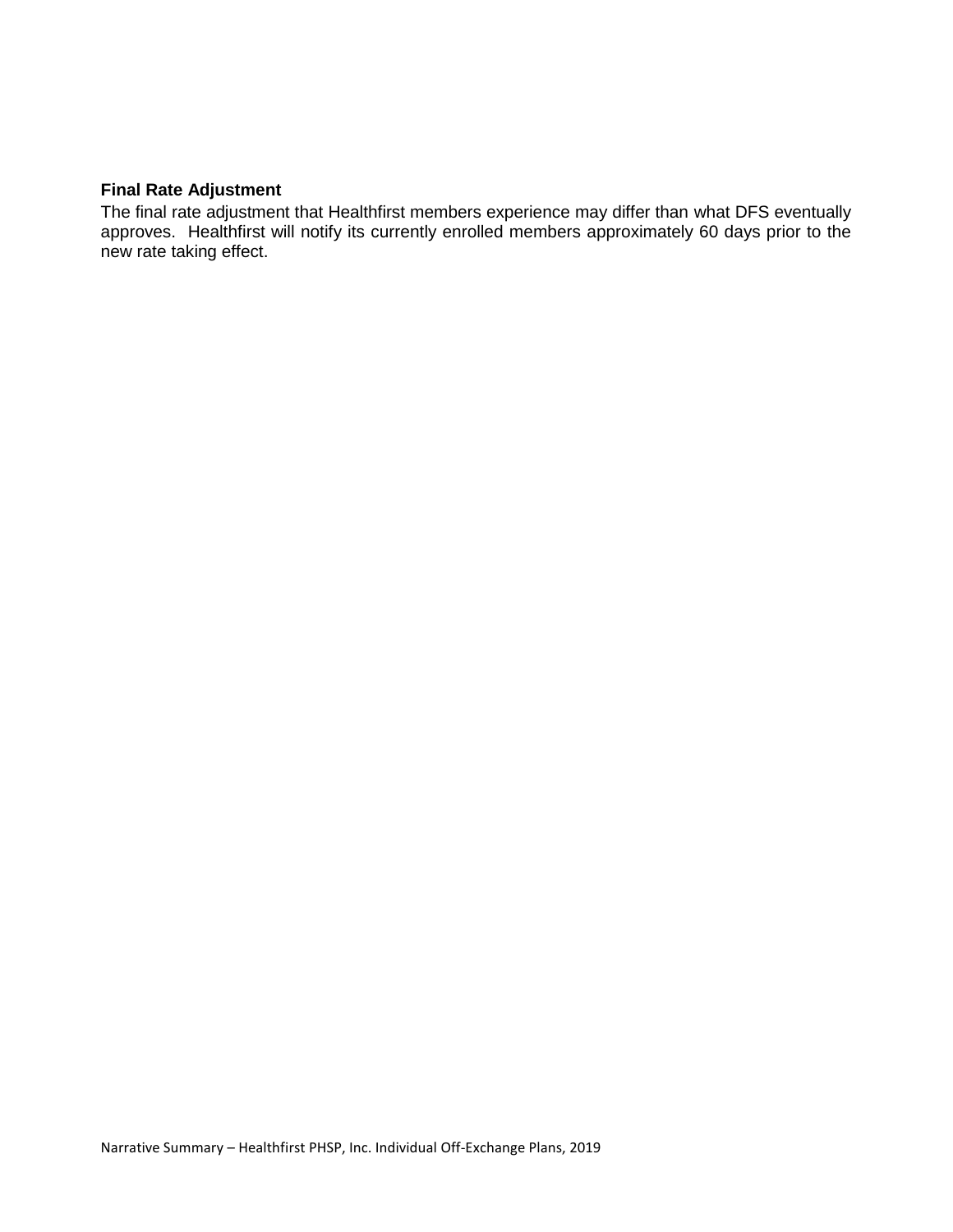**Final Rate Adjustment**

The final rate adjustment that Healthfirst members experience may differ than what DFS eventually approves. Healthfirst will notify its currently enrolled members approximately 60 days prior to the new rate taking effect.